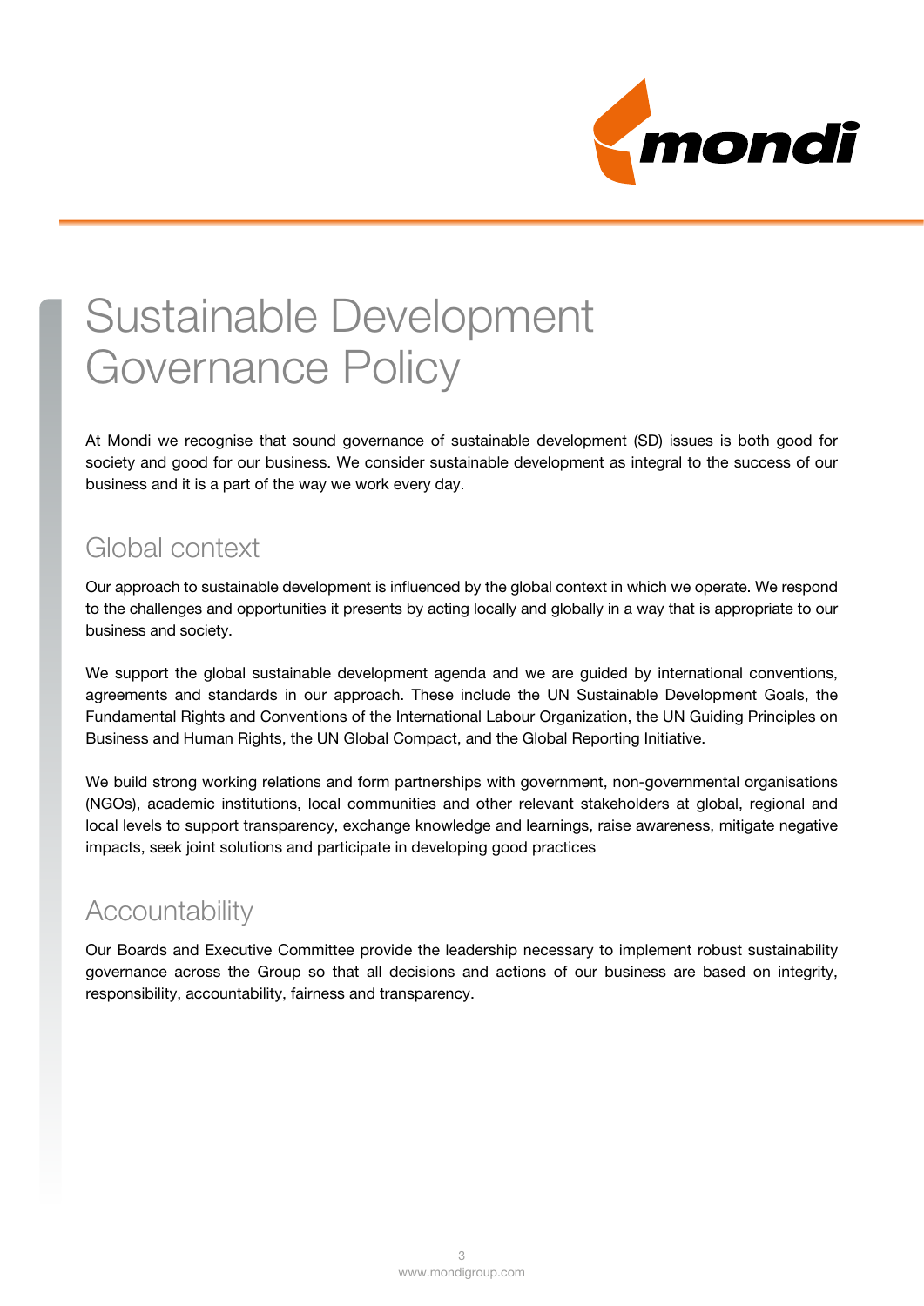# Sustainable Development Governance Policy

At Mondi we recognise that sound governance of sustainable development (SD) issues is both good for society and good for our business. We consider sustainable development as integral to the success of our business and it is a part of the way we work every day.

## Global context

Our approach to sustainable development is influenced by the global context in which we operate. We respond to the challenges and opportunities it presents by acting locally and globally in a way that is appropriate to our business and society.

We support the global sustainable development agenda and we are guided by international conventions, agreements and standards in our approach. These include the UN Sustainable Development Goals, the Fundamental Rights and Conventions of the International Labour Organization, the UN Guiding Principles on Business and Human Rights, the UN Global Compact, and the Global Reporting Initiative.

We build strong working relations and form partnerships with government, non-governmental organisations (NGOs), academic institutions, local communities and other relevant stakeholders at global, regional and local levels to support transparency, exchange knowledge and learnings, raise awareness, mitigate negative impacts, seek joint solutions and participate in developing good practices

## Accountability

Our Boards and Executive Committee provide the leadership necessary to implement robust sustainability governance across the Group so that all decisions and actions of our business are based on integrity, responsibility, accountability, fairness and transparency.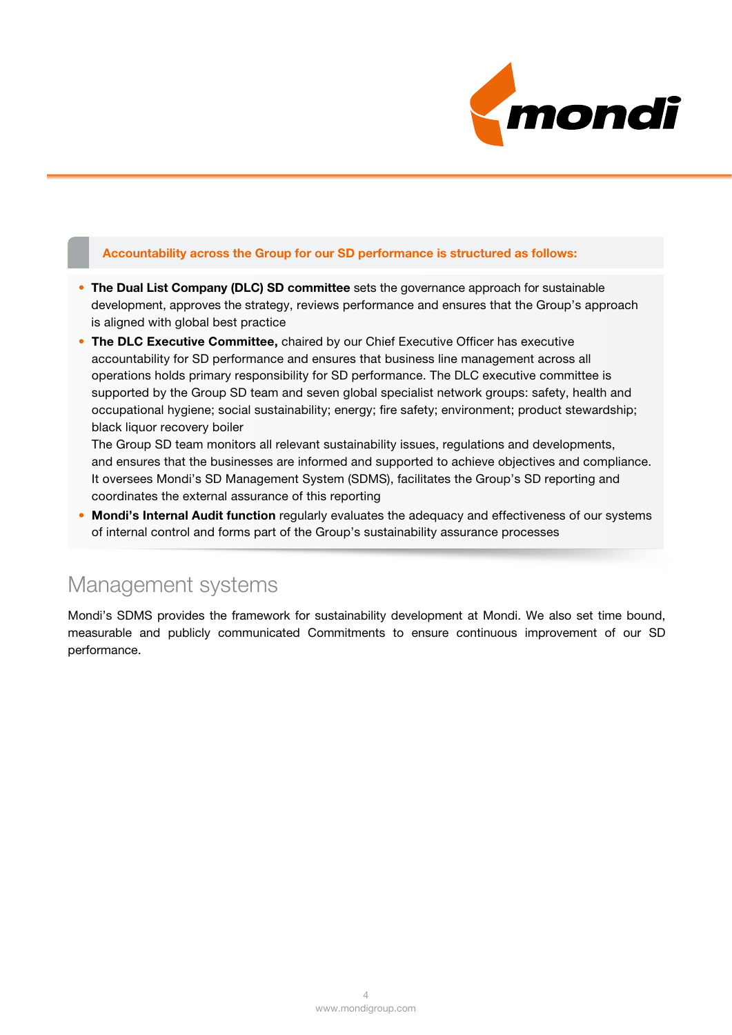**Accountability across the Group for our SD performance is structured as follows:**

- **The Dual List Company (DLC) SD committee** sets the governance approach for sustainable development, approves the strategy, reviews performance and ensures that the Group's approach is aligned with global best practice
- **The DLC Executive Committee,** chaired by our Chief Executive Officer has executive accountability for SD performance and ensures that business line management across all operations holds primary responsibility for SD performance. The DLC executive committee is supported by the Group SD team and seven global specialist network groups: safety, health and occupational hygiene; social sustainability; energy; fire safety; environment; product stewardship; black liquor recovery boiler

  The Group SD team monitors all relevant sustainability issues, regulations and developments, and ensures that the businesses are informed and supported to achieve objectives and compliance. It oversees Mondi's SD Management System (SDMS), facilitates the Group's SD reporting and coordinates the external assurance of this reporting
- **Mondi's Internal Audit function** regularly evaluates the adequacy and effectiveness of our systems of internal control and forms part of the Group's sustainability assurance processes

## Management systems

Mondi's SDMS provides the framework for sustainability development at Mondi. We also set time bound, measurable and publicly communicated Commitments to ensure continuous improvement of our SD performance.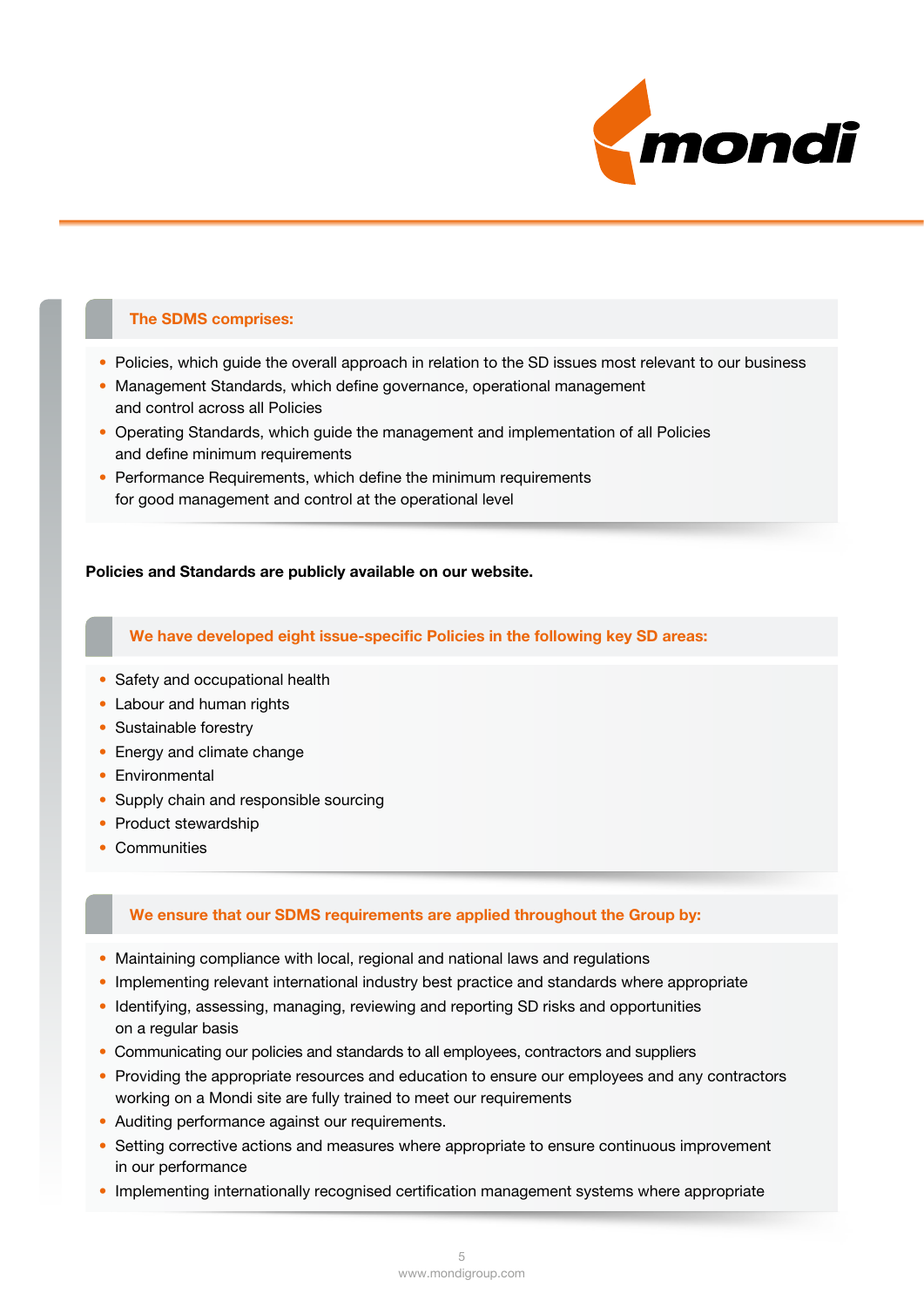### The SDMS comprises:

- Policies, which guide the overall approach in relation to the SD issues most relevant to our business
- Management Standards, which define governance, operational management and control across all Policies
- Operating Standards, which guide the management and implementation of all Policies and define minimum requirements
- Performance Requirements, which define the minimum requirements for good management and control at the operational level

**Policies and Standards are publicly available on our website.**

### We have developed eight issue-specific Policies in the following key SD areas:

- Safety and occupational health
- Labour and human rights
- Sustainable forestry
- Energy and climate change
- Environmental
- Supply chain and responsible sourcing
- Product stewardship
- Communities

### We ensure that our SDMS requirements are applied throughout the Group by:

- Maintaining compliance with local, regional and national laws and regulations
- Implementing relevant international industry best practice and standards where appropriate
- Identifying, assessing, managing, reviewing and reporting SD risks and opportunities on a regular basis
- Communicating our policies and standards to all employees, contractors and suppliers
- Providing the appropriate resources and education to ensure our employees and any contractors working on a Mondi site are fully trained to meet our requirements
- Auditing performance against our requirements.
- Setting corrective actions and measures where appropriate to ensure continuous improvement in our performance
- Implementing internationally recognised certification management systems where appropriate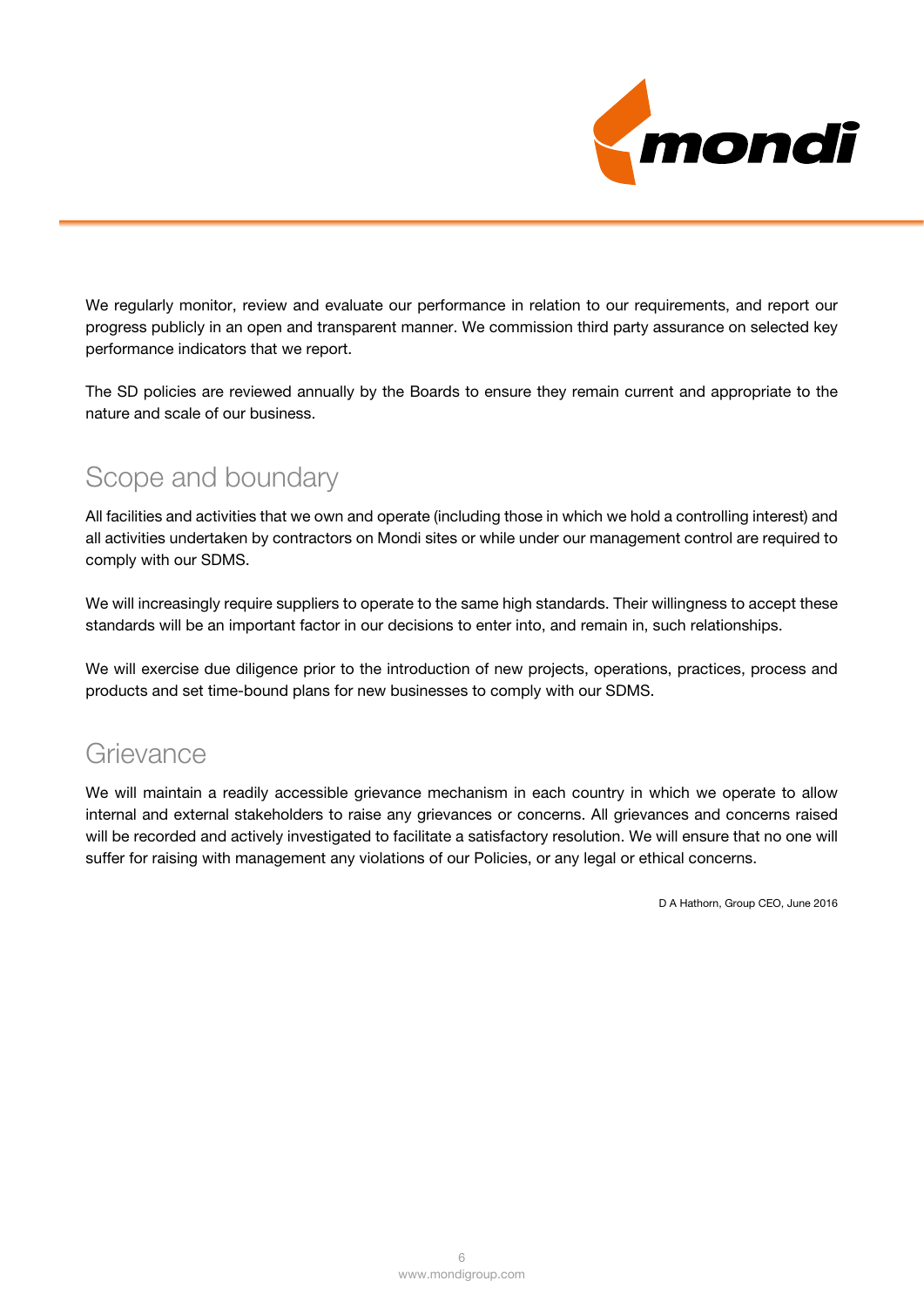We regularly monitor, review and evaluate our performance in relation to our requirements, and report our progress publicly in an open and transparent manner. We commission third party assurance on selected key performance indicators that we report.

The SD policies are reviewed annually by the Boards to ensure they remain current and appropriate to the nature and scale of our business.

## Scope and boundary

All facilities and activities that we own and operate (including those in which we hold a controlling interest) and all activities undertaken by contractors on Mondi sites or while under our management control are required to comply with our SDMS.

We will increasingly require suppliers to operate to the same high standards. Their willingness to accept these standards will be an important factor in our decisions to enter into, and remain in, such relationships.

We will exercise due diligence prior to the introduction of new projects, operations, practices, process and products and set time-bound plans for new businesses to comply with our SDMS.

## Grievance

We will maintain a readily accessible grievance mechanism in each country in which we operate to allow internal and external stakeholders to raise any grievances or concerns. All grievances and concerns raised will be recorded and actively investigated to facilitate a satisfactory resolution. We will ensure that no one will suffer for raising with management any violations of our Policies, or any legal or ethical concerns.

D A Hathorn, Group CEO, June 2016